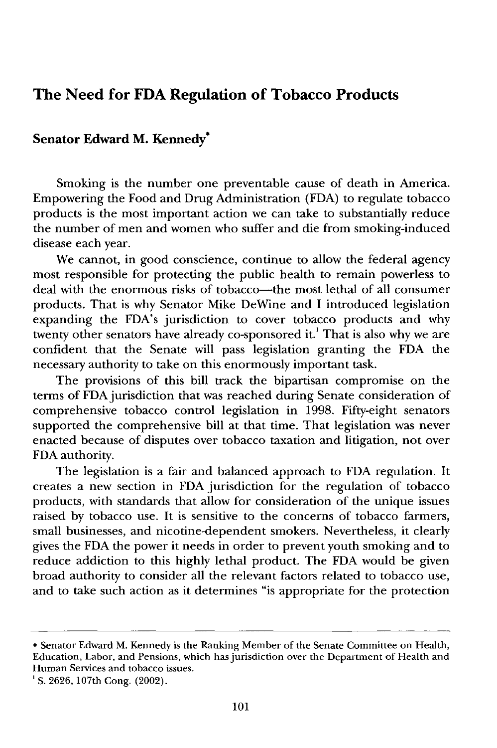# The Need for FDA Regulation of Tobacco Products

**Senator Edward M. Kennedy***

Smoking is the number one preventable cause of death in America. Empowering the Food and Drug Administration (FDA) to regulate tobacco products is the most important action we can take to substantially reduce the number of men and women who suffer and die from smoking-induced disease each year.

We cannot, in good conscience, continue to allow the federal agency most responsible for protecting the public health to remain powerless to deal with the enormous risks of tobacco—the most lethal of all consumer products. That is why Senator Mike DeWine and I introduced legislation expanding the FDA's jurisdiction to cover tobacco products and why twenty other senators have already co-sponsored it.[1] That is also why we are confident that the Senate will pass legislation granting the FDA the necessary authority to take on this enormously important task.

The provisions of this bill track the bipartisan compromise on the terms of FDA jurisdiction that was reached during Senate consideration of comprehensive tobacco control legislation in 1998. Fifty-eight senators supported the comprehensive bill at that time. That legislation was never enacted because of disputes over tobacco taxation and litigation, not over FDA authority.

The legislation is a fair and balanced approach to FDA regulation. It creates a new section in FDA jurisdiction for the regulation of tobacco products, with standards that allow for consideration of the unique issues raised by tobacco use. It is sensitive to the concerns of tobacco farmers, small businesses, and nicotine-dependent smokers. Nevertheless, it clearly gives the FDA the power it needs in order to prevent youth smoking and to reduce addiction to this highly lethal product. The FDA would be given broad authority to consider all the relevant factors related to tobacco use, and to take such action as it determines "is appropriate for the protection

---

\* Senator Edward M. Kennedy is the Ranking Member of the Senate Committee on Health, Education, Labor, and Pensions, which has jurisdiction over the Department of Health and Human Services and tobacco issues.

[1] S. 2626, 107th Cong. (2002).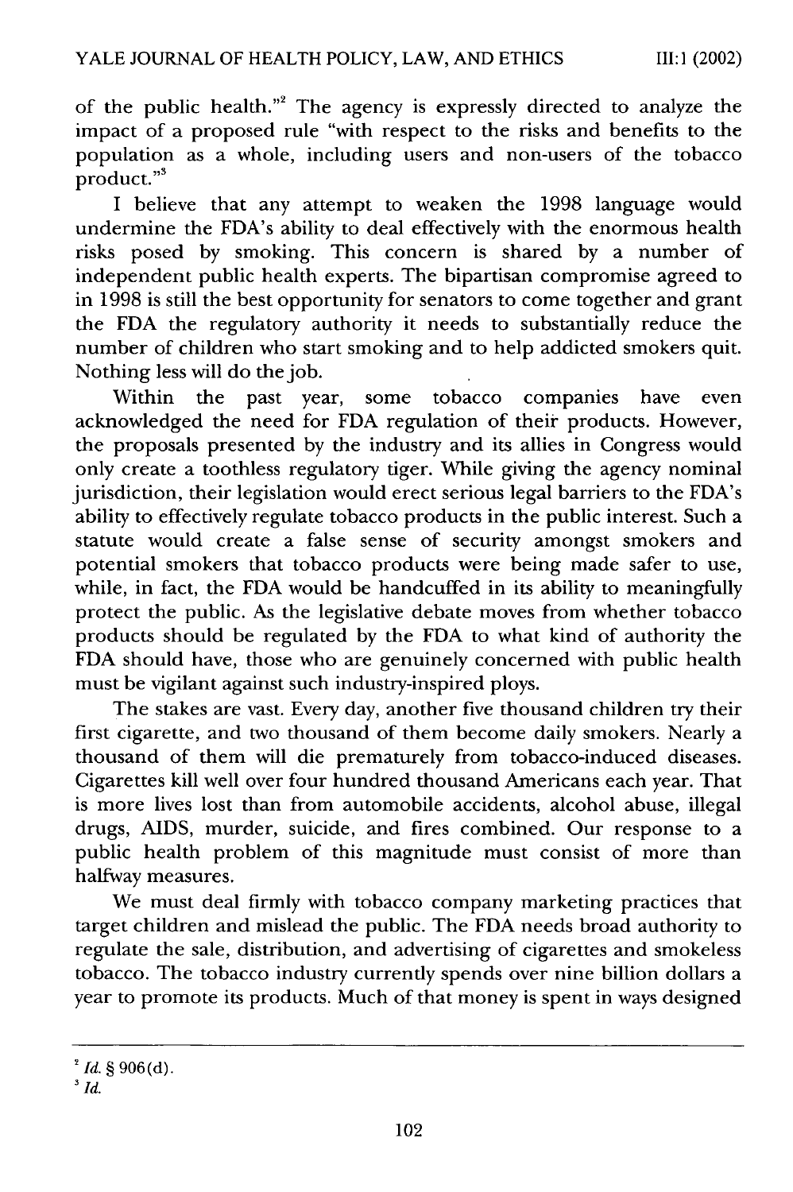of the public health."[2] The agency is expressly directed to analyze the impact of a proposed rule "with respect to the risks and benefits to the population as a whole, including users and non-users of the tobacco product."[3]

I believe that any attempt to weaken the 1998 language would undermine the FDA's ability to deal effectively with the enormous health risks posed by smoking. This concern is shared by a number of independent public health experts. The bipartisan compromise agreed to in 1998 is still the best opportunity for senators to come together and grant the FDA the regulatory authority it needs to substantially reduce the number of children who start smoking and to help addicted smokers quit. Nothing less will do the job.

Within the past year, some tobacco companies have even acknowledged the need for FDA regulation of their products. However, the proposals presented by the industry and its allies in Congress would only create a toothless regulatory tiger. While giving the agency nominal jurisdiction, their legislation would erect serious legal barriers to the FDA's ability to effectively regulate tobacco products in the public interest. Such a statute would create a false sense of security amongst smokers and potential smokers that tobacco products were being made safer to use, while, in fact, the FDA would be handcuffed in its ability to meaningfully protect the public. As the legislative debate moves from whether tobacco products should be regulated by the FDA to what kind of authority the FDA should have, those who are genuinely concerned with public health must be vigilant against such industry-inspired ploys.

The stakes are vast. Every day, another five thousand children try their first cigarette, and two thousand of them become daily smokers. Nearly a thousand of them will die prematurely from tobacco-induced diseases. Cigarettes kill well over four hundred thousand Americans each year. That is more lives lost than from automobile accidents, alcohol abuse, illegal drugs, AIDS, murder, suicide, and fires combined. Our response to a public health problem of this magnitude must consist of more than halfway measures.

We must deal firmly with tobacco company marketing practices that target children and mislead the public. The FDA needs broad authority to regulate the sale, distribution, and advertising of cigarettes and smokeless tobacco. The tobacco industry currently spends over nine billion dollars a year to promote its products. Much of that money is spent in ways designed

---

[2] *Id.* § 906(d).

[3] *Id.*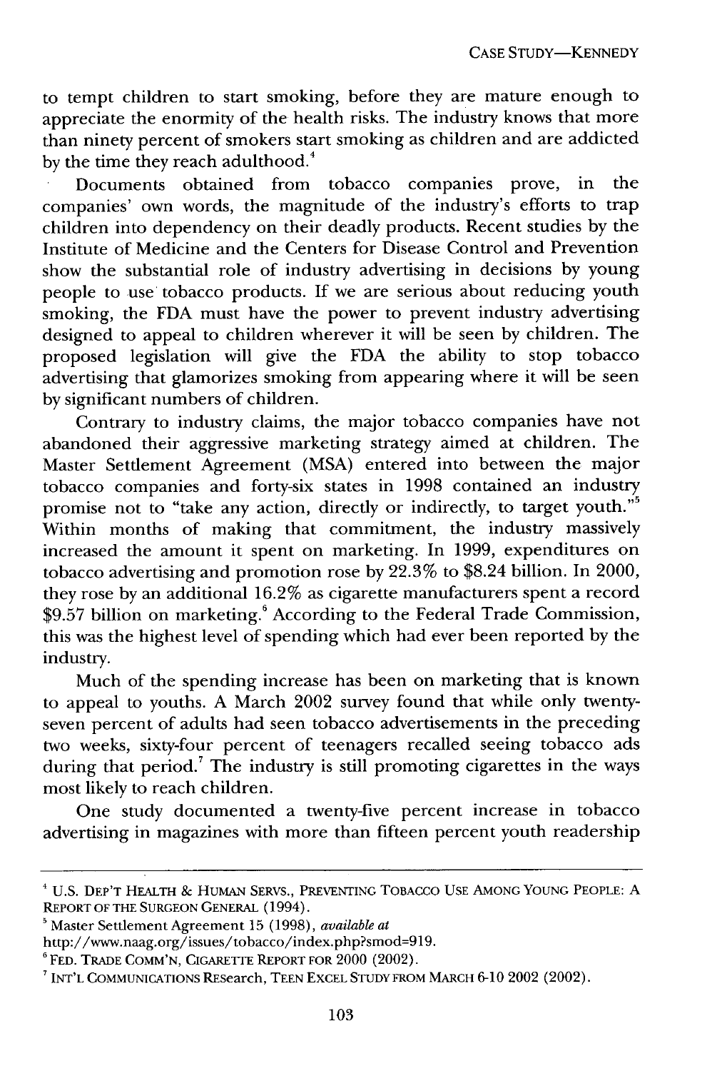to tempt children to start smoking, before they are mature enough to appreciate the enormity of the health risks. The industry knows that more than ninety percent of smokers start smoking as children and are addicted by the time they reach adulthood.[4]

Documents obtained from tobacco companies prove, in the companies' own words, the magnitude of the industry's efforts to trap children into dependency on their deadly products. Recent studies by the Institute of Medicine and the Centers for Disease Control and Prevention show the substantial role of industry advertising in decisions by young people to use tobacco products. If we are serious about reducing youth smoking, the FDA must have the power to prevent industry advertising designed to appeal to children wherever it will be seen by children. The proposed legislation will give the FDA the ability to stop tobacco advertising that glamorizes smoking from appearing where it will be seen by significant numbers of children.

Contrary to industry claims, the major tobacco companies have not abandoned their aggressive marketing strategy aimed at children. The Master Settlement Agreement (MSA) entered into between the major tobacco companies and forty-six states in 1998 contained an industry promise not to "take any action, directly or indirectly, to target youth."[5] Within months of making that commitment, the industry massively increased the amount it spent on marketing. In 1999, expenditures on tobacco advertising and promotion rose by 22.3% to $8.24 billion. In 2000, they rose by an additional 16.2% as cigarette manufacturers spent a record $9.57 billion on marketing.[6] According to the Federal Trade Commission, this was the highest level of spending which had ever been reported by the industry.

Much of the spending increase has been on marketing that is known to appeal to youths. A March 2002 survey found that while only twenty-seven percent of adults had seen tobacco advertisements in the preceding two weeks, sixty-four percent of teenagers recalled seeing tobacco ads during that period.[7] The industry is still promoting cigarettes in the ways most likely to reach children.

One study documented a twenty-five percent increase in tobacco advertising in magazines with more than fifteen percent youth readership

---

[4] U.S. DEP'T HEALTH & HUMAN SERVS., PREVENTING TOBACCO USE AMONG YOUNG PEOPLE: A REPORT OF THE SURGEON GENERAL (1994).

[5] Master Settlement Agreement 15 (1998), *available at* http://www.naag.org/issues/tobacco/index.php?smod=919.

[6] FED. TRADE COMM'N, CIGARETTE REPORT FOR 2000 (2002).

[7] INT'L COMMUNICATIONS RESearch, TEEN EXCEL STUDY FROM MARCH 6-10 2002 (2002).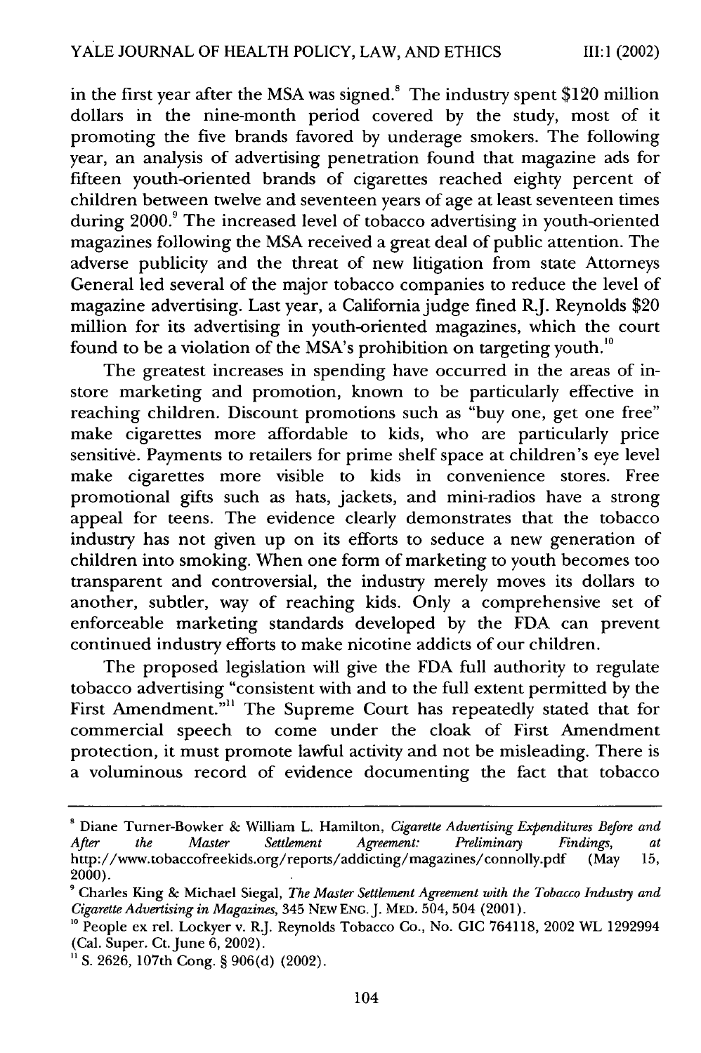in the first year after the MSA was signed.[8] The industry spent $120 million dollars in the nine-month period covered by the study, most of it promoting the five brands favored by underage smokers. The following year, an analysis of advertising penetration found that magazine ads for fifteen youth-oriented brands of cigarettes reached eighty percent of children between twelve and seventeen years of age at least seventeen times during 2000.[9] The increased level of tobacco advertising in youth-oriented magazines following the MSA received a great deal of public attention. The adverse publicity and the threat of new litigation from state Attorneys General led several of the major tobacco companies to reduce the level of magazine advertising. Last year, a California judge fined R.J. Reynolds $20 million for its advertising in youth-oriented magazines, which the court found to be a violation of the MSA's prohibition on targeting youth.[10]

The greatest increases in spending have occurred in the areas of in-store marketing and promotion, known to be particularly effective in reaching children. Discount promotions such as "buy one, get one free" make cigarettes more affordable to kids, who are particularly price sensitive. Payments to retailers for prime shelf space at children's eye level make cigarettes more visible to kids in convenience stores. Free promotional gifts such as hats, jackets, and mini-radios have a strong appeal for teens. The evidence clearly demonstrates that the tobacco industry has not given up on its efforts to seduce a new generation of children into smoking. When one form of marketing to youth becomes too transparent and controversial, the industry merely moves its dollars to another, subtler, way of reaching kids. Only a comprehensive set of enforceable marketing standards developed by the FDA can prevent continued industry efforts to make nicotine addicts of our children.

The proposed legislation will give the FDA full authority to regulate tobacco advertising "consistent with and to the full extent permitted by the First Amendment."[11] The Supreme Court has repeatedly stated that for commercial speech to come under the cloak of First Amendment protection, it must promote lawful activity and not be misleading. There is a voluminous record of evidence documenting the fact that tobacco

---

[8] Diane Turner-Bowker & William L. Hamilton, *Cigarette Advertising Expenditures Before and After the Master Settlement Agreement: Preliminary Findings*, *at* http://www.tobaccofreekids.org/reports/addicting/magazines/connolly.pdf (May 15, 2000).

[9] Charles King & Michael Siegal, *The Master Settlement Agreement with the Tobacco Industry and Cigarette Advertising in Magazines*, 345 NEW ENG. J. MED. 504, 504 (2001).

[10] People ex rel. Lockyer v. R.J. Reynolds Tobacco Co., No. GIC 764118, 2002 WL 1292994 (Cal. Super. Ct. June 6, 2002).

[11] S. 2626, 107th Cong. § 906(d) (2002).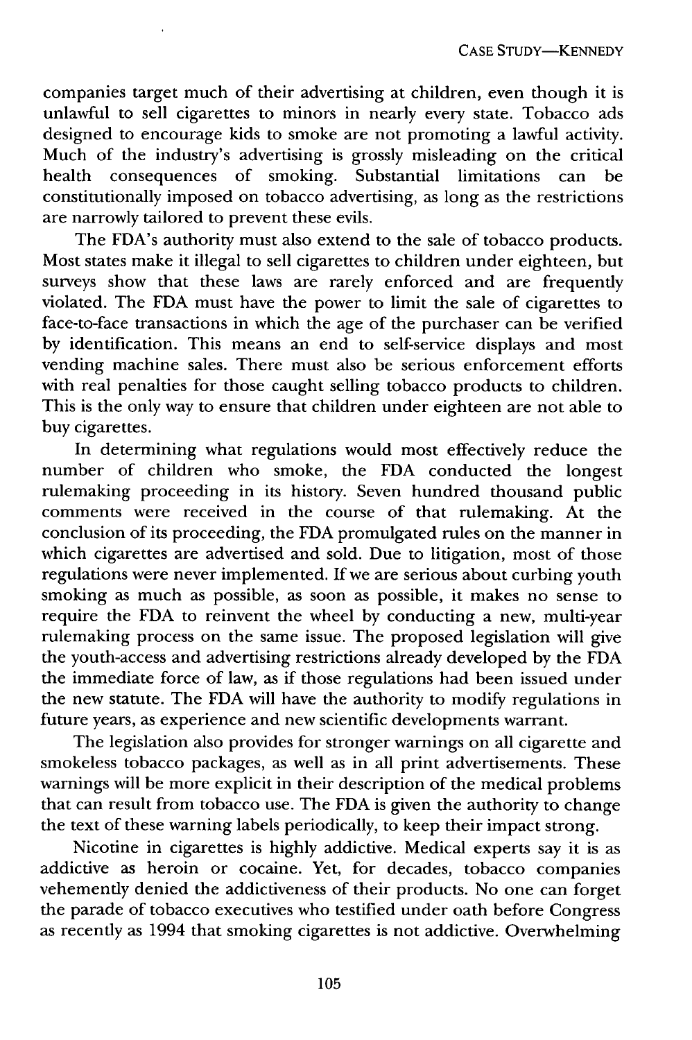companies target much of their advertising at children, even though it is unlawful to sell cigarettes to minors in nearly every state. Tobacco ads designed to encourage kids to smoke are not promoting a lawful activity. Much of the industry's advertising is grossly misleading on the critical health consequences of smoking. Substantial limitations can be constitutionally imposed on tobacco advertising, as long as the restrictions are narrowly tailored to prevent these evils.

The FDA's authority must also extend to the sale of tobacco products. Most states make it illegal to sell cigarettes to children under eighteen, but surveys show that these laws are rarely enforced and are frequently violated. The FDA must have the power to limit the sale of cigarettes to face-to-face transactions in which the age of the purchaser can be verified by identification. This means an end to self-service displays and most vending machine sales. There must also be serious enforcement efforts with real penalties for those caught selling tobacco products to children. This is the only way to ensure that children under eighteen are not able to buy cigarettes.

In determining what regulations would most effectively reduce the number of children who smoke, the FDA conducted the longest rulemaking proceeding in its history. Seven hundred thousand public comments were received in the course of that rulemaking. At the conclusion of its proceeding, the FDA promulgated rules on the manner in which cigarettes are advertised and sold. Due to litigation, most of those regulations were never implemented. If we are serious about curbing youth smoking as much as possible, as soon as possible, it makes no sense to require the FDA to reinvent the wheel by conducting a new, multi-year rulemaking process on the same issue. The proposed legislation will give the youth-access and advertising restrictions already developed by the FDA the immediate force of law, as if those regulations had been issued under the new statute. The FDA will have the authority to modify regulations in future years, as experience and new scientific developments warrant.

The legislation also provides for stronger warnings on all cigarette and smokeless tobacco packages, as well as in all print advertisements. These warnings will be more explicit in their description of the medical problems that can result from tobacco use. The FDA is given the authority to change the text of these warning labels periodically, to keep their impact strong.

Nicotine in cigarettes is highly addictive. Medical experts say it is as addictive as heroin or cocaine. Yet, for decades, tobacco companies vehemently denied the addictiveness of their products. No one can forget the parade of tobacco executives who testified under oath before Congress as recently as 1994 that smoking cigarettes is not addictive. Overwhelming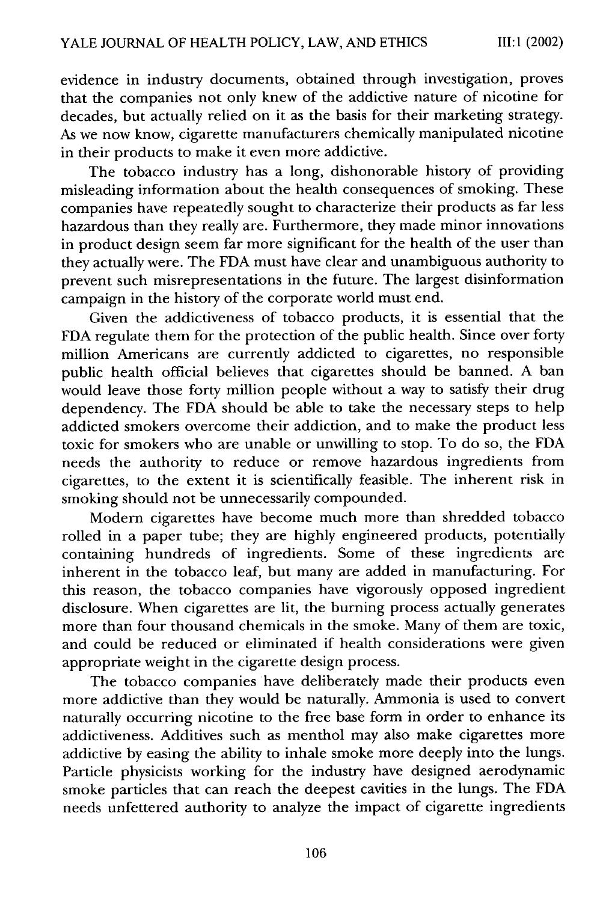evidence in industry documents, obtained through investigation, proves that the companies not only knew of the addictive nature of nicotine for decades, but actually relied on it as the basis for their marketing strategy. As we now know, cigarette manufacturers chemically manipulated nicotine in their products to make it even more addictive.

The tobacco industry has a long, dishonorable history of providing misleading information about the health consequences of smoking. These companies have repeatedly sought to characterize their products as far less hazardous than they really are. Furthermore, they made minor innovations in product design seem far more significant for the health of the user than they actually were. The FDA must have clear and unambiguous authority to prevent such misrepresentations in the future. The largest disinformation campaign in the history of the corporate world must end.

Given the addictiveness of tobacco products, it is essential that the FDA regulate them for the protection of the public health. Since over forty million Americans are currently addicted to cigarettes, no responsible public health official believes that cigarettes should be banned. A ban would leave those forty million people without a way to satisfy their drug dependency. The FDA should be able to take the necessary steps to help addicted smokers overcome their addiction, and to make the product less toxic for smokers who are unable or unwilling to stop. To do so, the FDA needs the authority to reduce or remove hazardous ingredients from cigarettes, to the extent it is scientifically feasible. The inherent risk in smoking should not be unnecessarily compounded.

Modern cigarettes have become much more than shredded tobacco rolled in a paper tube; they are highly engineered products, potentially containing hundreds of ingredients. Some of these ingredients are inherent in the tobacco leaf, but many are added in manufacturing. For this reason, the tobacco companies have vigorously opposed ingredient disclosure. When cigarettes are lit, the burning process actually generates more than four thousand chemicals in the smoke. Many of them are toxic, and could be reduced or eliminated if health considerations were given appropriate weight in the cigarette design process.

The tobacco companies have deliberately made their products even more addictive than they would be naturally. Ammonia is used to convert naturally occurring nicotine to the free base form in order to enhance its addictiveness. Additives such as menthol may also make cigarettes more addictive by easing the ability to inhale smoke more deeply into the lungs. Particle physicists working for the industry have designed aerodynamic smoke particles that can reach the deepest cavities in the lungs. The FDA needs unfettered authority to analyze the impact of cigarette ingredients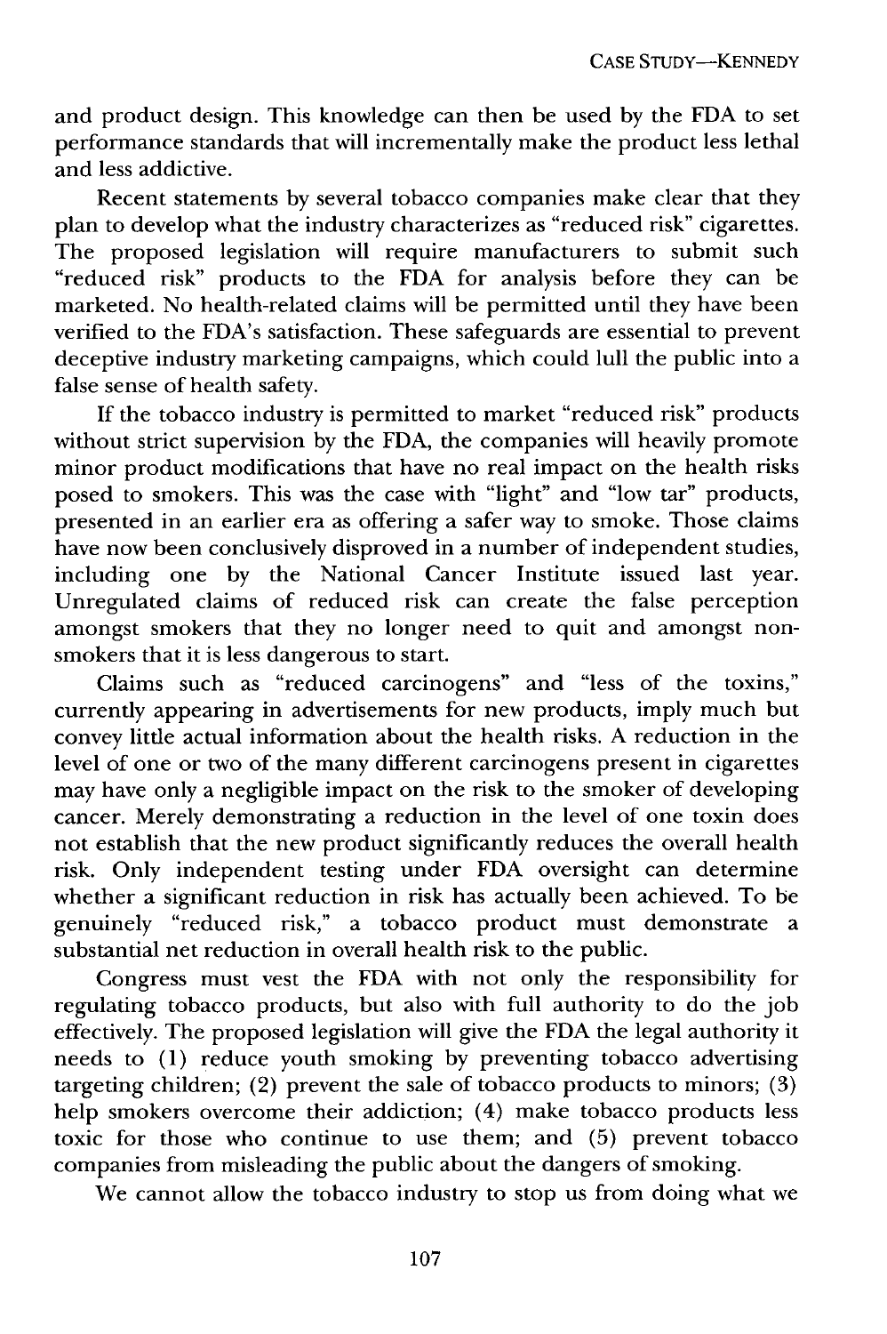and product design. This knowledge can then be used by the FDA to set performance standards that will incrementally make the product less lethal and less addictive.

Recent statements by several tobacco companies make clear that they plan to develop what the industry characterizes as "reduced risk" cigarettes. The proposed legislation will require manufacturers to submit such "reduced risk" products to the FDA for analysis before they can be marketed. No health-related claims will be permitted until they have been verified to the FDA's satisfaction. These safeguards are essential to prevent deceptive industry marketing campaigns, which could lull the public into a false sense of health safety.

If the tobacco industry is permitted to market "reduced risk" products without strict supervision by the FDA, the companies will heavily promote minor product modifications that have no real impact on the health risks posed to smokers. This was the case with "light" and "low tar" products, presented in an earlier era as offering a safer way to smoke. Those claims have now been conclusively disproved in a number of independent studies, including one by the National Cancer Institute issued last year. Unregulated claims of reduced risk can create the false perception amongst smokers that they no longer need to quit and amongst non-smokers that it is less dangerous to start.

Claims such as "reduced carcinogens" and "less of the toxins," currently appearing in advertisements for new products, imply much but convey little actual information about the health risks. A reduction in the level of one or two of the many different carcinogens present in cigarettes may have only a negligible impact on the risk to the smoker of developing cancer. Merely demonstrating a reduction in the level of one toxin does not establish that the new product significantly reduces the overall health risk. Only independent testing under FDA oversight can determine whether a significant reduction in risk has actually been achieved. To be genuinely "reduced risk," a tobacco product must demonstrate a substantial net reduction in overall health risk to the public.

Congress must vest the FDA with not only the responsibility for regulating tobacco products, but also with full authority to do the job effectively. The proposed legislation will give the FDA the legal authority it needs to (1) reduce youth smoking by preventing tobacco advertising targeting children; (2) prevent the sale of tobacco products to minors; (3) help smokers overcome their addiction; (4) make tobacco products less toxic for those who continue to use them; and (5) prevent tobacco companies from misleading the public about the dangers of smoking.

We cannot allow the tobacco industry to stop us from doing what we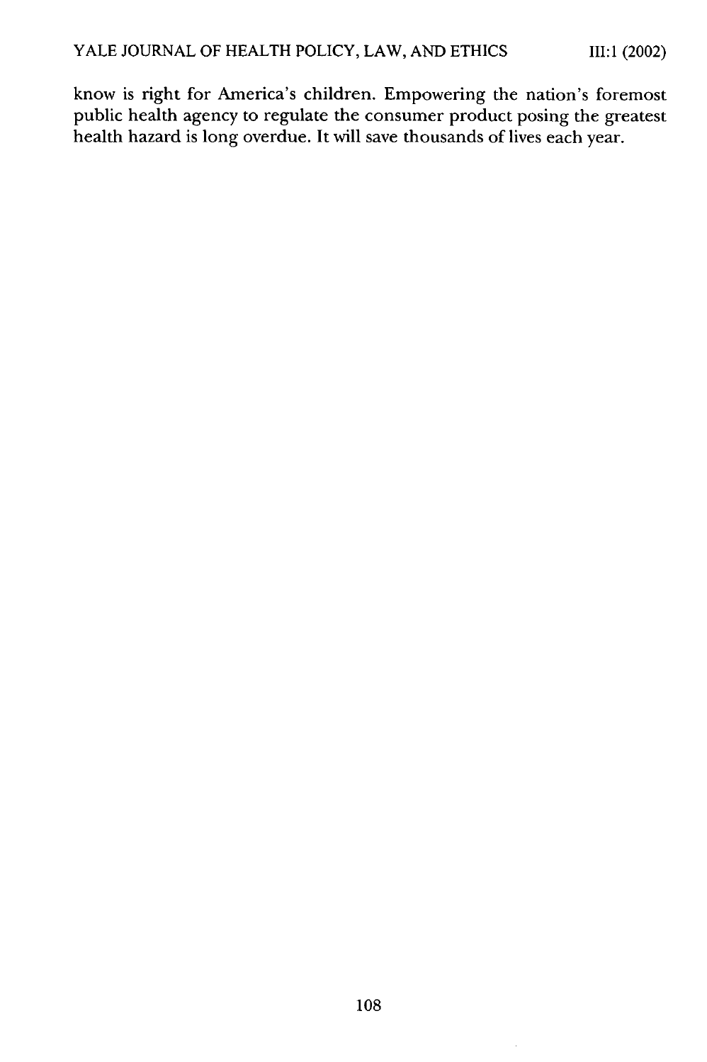know is right for America's children. Empowering the nation's foremost public health agency to regulate the consumer product posing the greatest health hazard is long overdue. It will save thousands of lives each year.